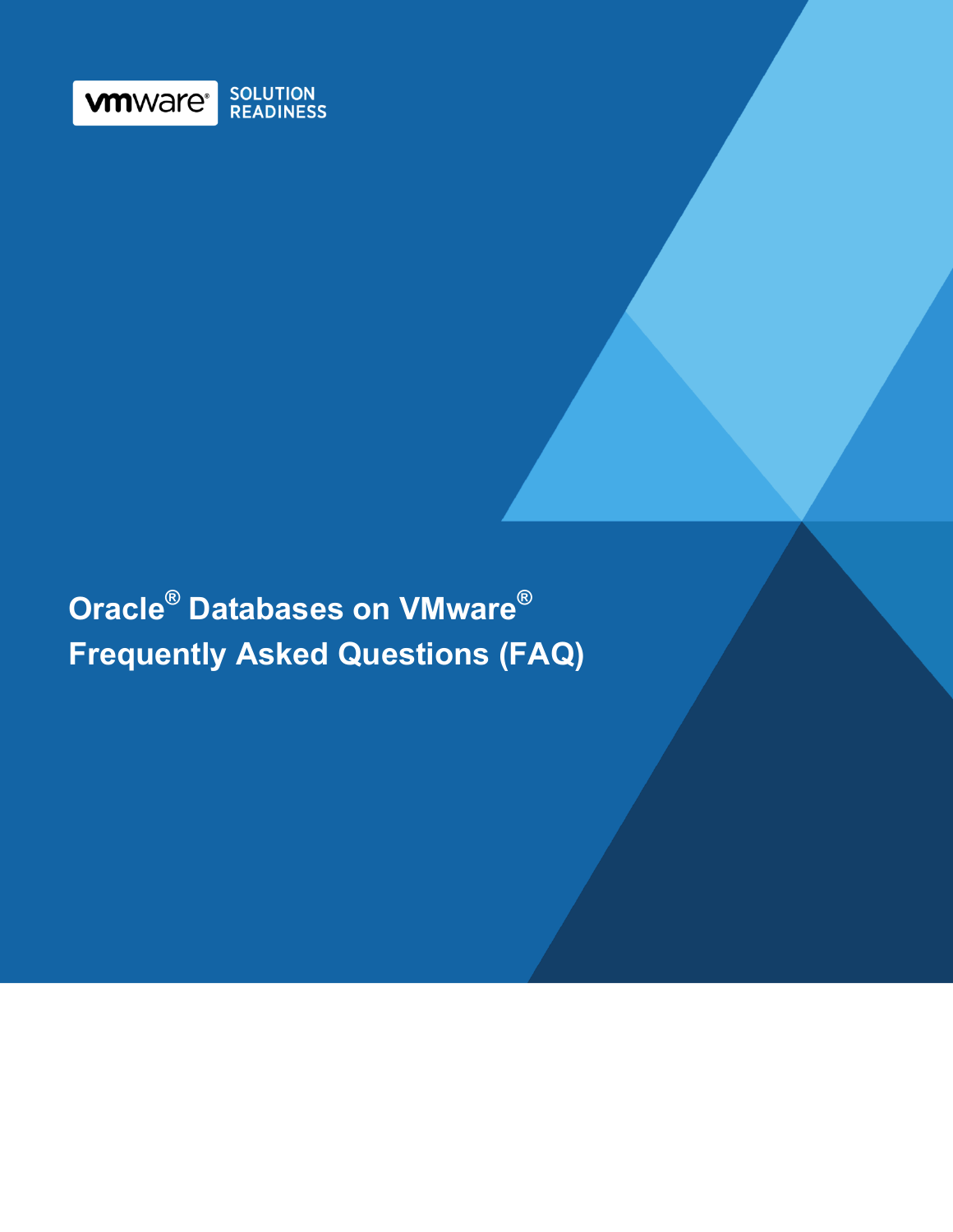vmware SOLUTION READINESS

# Oracle® Databases on VMware® Frequently Asked Questions (FAQ)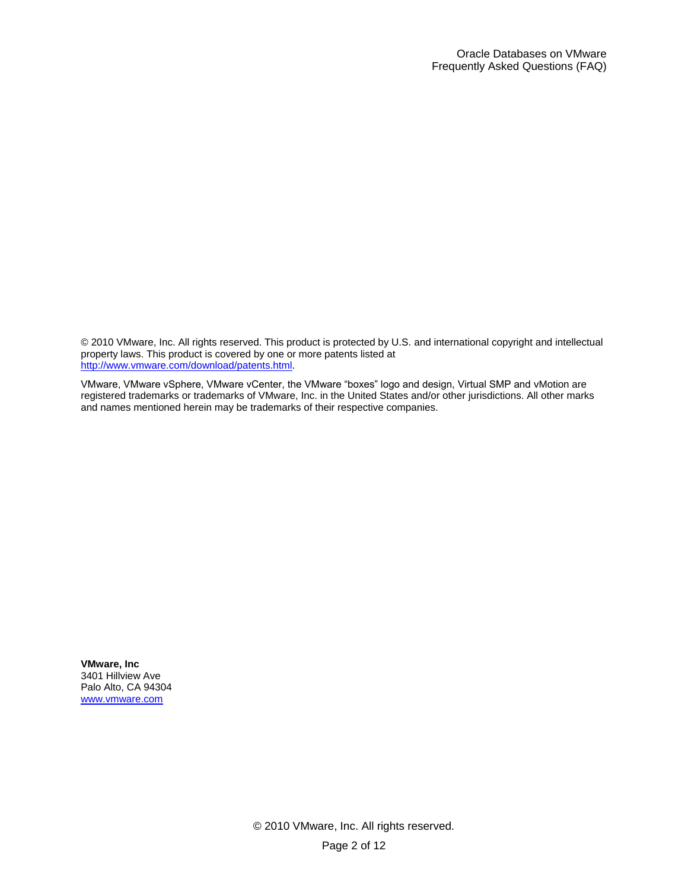© 2010 VMware, Inc. All rights reserved. This product is protected by U.S. and international copyright and intellectual property laws. This product is covered by one or more patents listed at http://www.vmware.com/download/patents.html.

VMware, VMware vSphere, VMware vCenter, the VMware "boxes" logo and design, Virtual SMP and vMotion are registered trademarks or trademarks of VMware, Inc. in the United States and/or other jurisdictions. All other marks and names mentioned herein may be trademarks of their respective companies.

**VMware, Inc**
3401 Hillview Ave
Palo Alto, CA 94304
www.vmware.com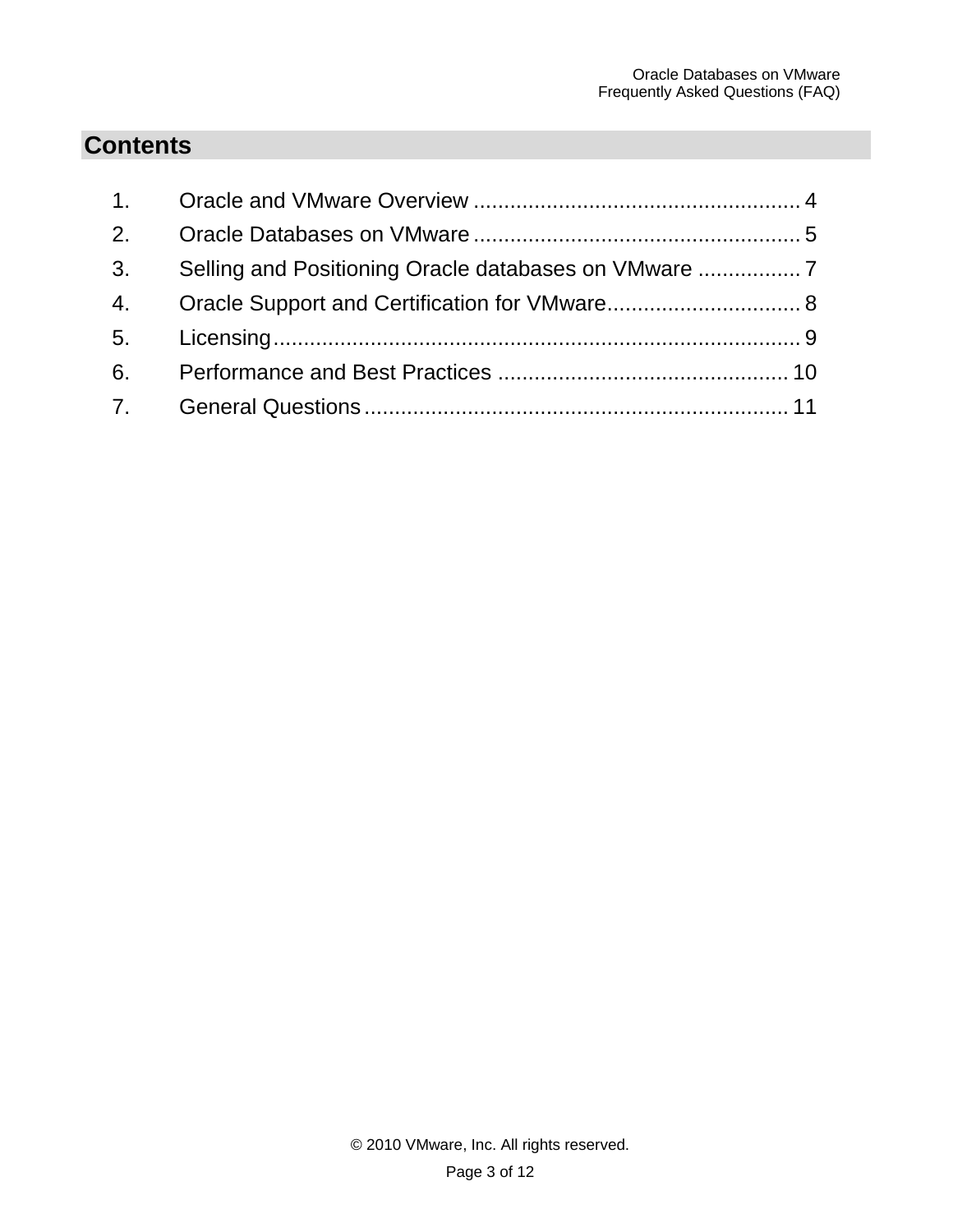## Contents

1. Oracle and VMware Overview ...................................................... 4
2. Oracle Databases on VMware ...................................................... 5
3. Selling and Positioning Oracle databases on VMware ................. 7
4. Oracle Support and Certification for VMware................................ 8
5. Licensing....................................................................................... 9
6. Performance and Best Practices ................................................ 10
7. General Questions...................................................................... 11

© 2010 VMware, Inc. All rights reserved.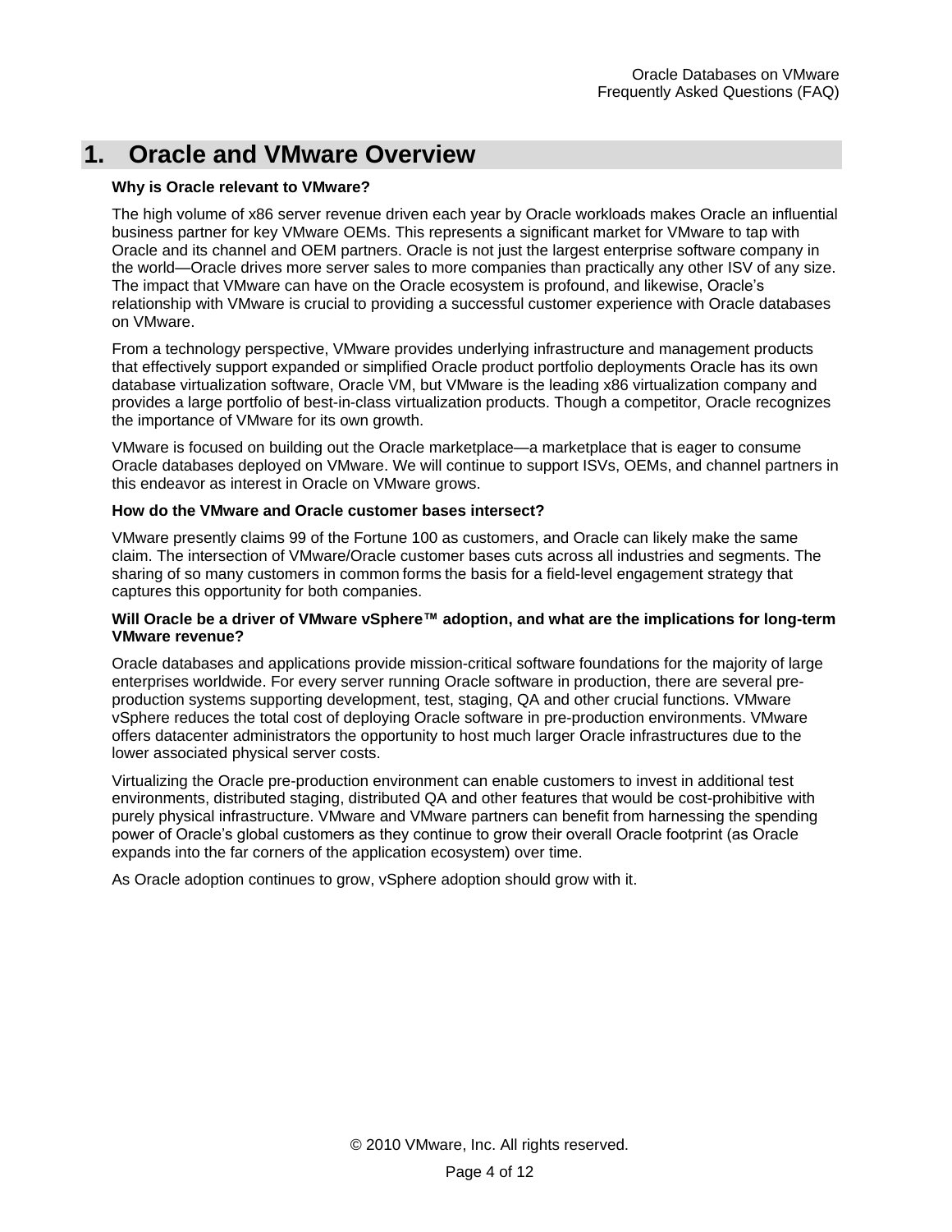## 1. Oracle and VMware Overview

**Why is Oracle relevant to VMware?**

The high volume of x86 server revenue driven each year by Oracle workloads makes Oracle an influential business partner for key VMware OEMs. This represents a significant market for VMware to tap with Oracle and its channel and OEM partners. Oracle is not just the largest enterprise software company in the world—Oracle drives more server sales to more companies than practically any other ISV of any size. The impact that VMware can have on the Oracle ecosystem is profound, and likewise, Oracle's relationship with VMware is crucial to providing a successful customer experience with Oracle databases on VMware.

From a technology perspective, VMware provides underlying infrastructure and management products that effectively support expanded or simplified Oracle product portfolio deployments Oracle has its own database virtualization software, Oracle VM, but VMware is the leading x86 virtualization company and provides a large portfolio of best-in-class virtualization products. Though a competitor, Oracle recognizes the importance of VMware for its own growth.

VMware is focused on building out the Oracle marketplace—a marketplace that is eager to consume Oracle databases deployed on VMware. We will continue to support ISVs, OEMs, and channel partners in this endeavor as interest in Oracle on VMware grows.

**How do the VMware and Oracle customer bases intersect?**

VMware presently claims 99 of the Fortune 100 as customers, and Oracle can likely make the same claim. The intersection of VMware/Oracle customer bases cuts across all industries and segments. The sharing of so many customers in common forms the basis for a field-level engagement strategy that captures this opportunity for both companies.

**Will Oracle be a driver of VMware vSphere™ adoption, and what are the implications for long-term VMware revenue?**

Oracle databases and applications provide mission-critical software foundations for the majority of large enterprises worldwide. For every server running Oracle software in production, there are several pre-production systems supporting development, test, staging, QA and other crucial functions. VMware vSphere reduces the total cost of deploying Oracle software in pre-production environments. VMware offers datacenter administrators the opportunity to host much larger Oracle infrastructures due to the lower associated physical server costs.

Virtualizing the Oracle pre-production environment can enable customers to invest in additional test environments, distributed staging, distributed QA and other features that would be cost-prohibitive with purely physical infrastructure. VMware and VMware partners can benefit from harnessing the spending power of Oracle's global customers as they continue to grow their overall Oracle footprint (as Oracle expands into the far corners of the application ecosystem) over time.

As Oracle adoption continues to grow, vSphere adoption should grow with it.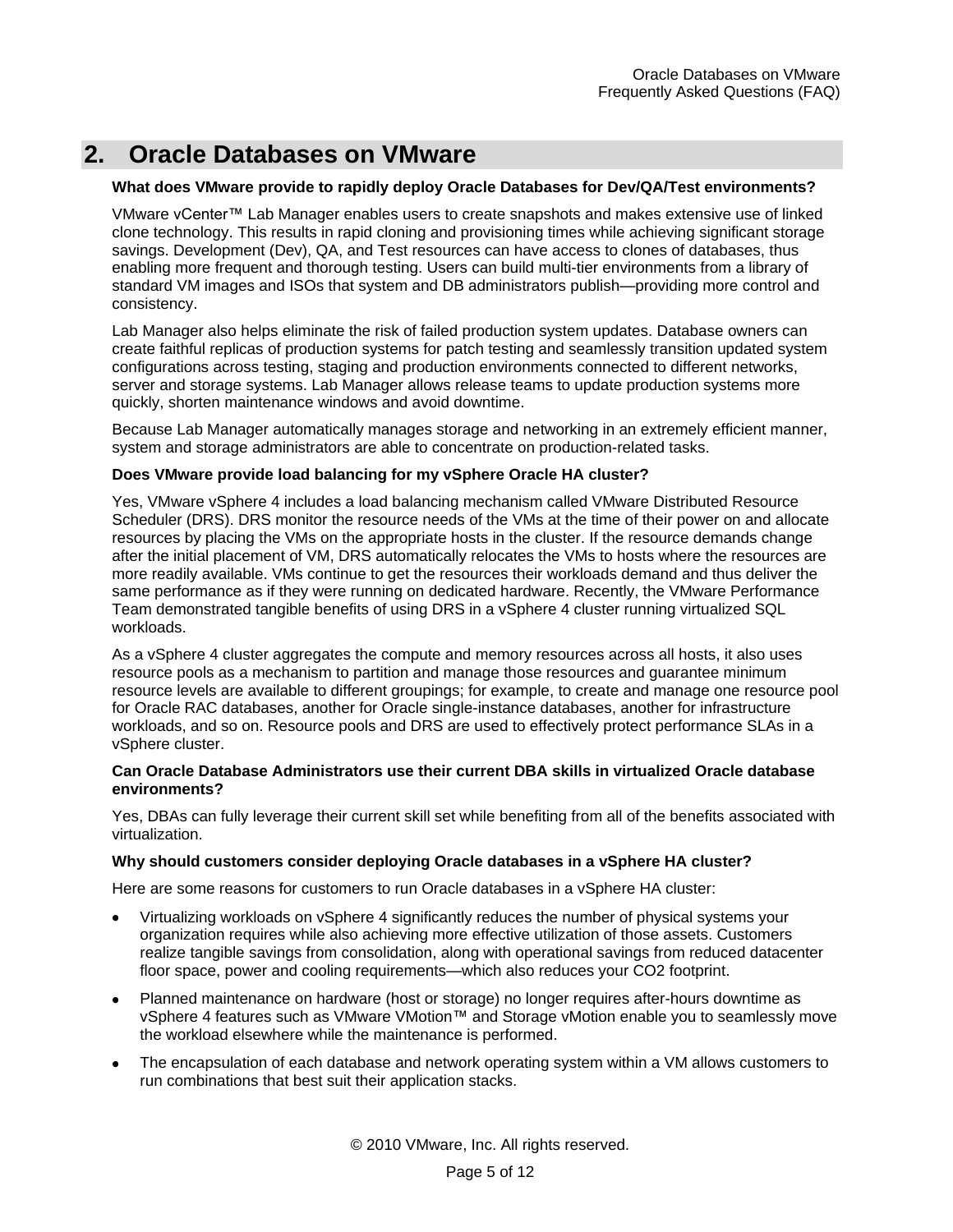## 2. Oracle Databases on VMware

**What does VMware provide to rapidly deploy Oracle Databases for Dev/QA/Test environments?**

VMware vCenter™ Lab Manager enables users to create snapshots and makes extensive use of linked clone technology. This results in rapid cloning and provisioning times while achieving significant storage savings. Development (Dev), QA, and Test resources can have access to clones of databases, thus enabling more frequent and thorough testing. Users can build multi-tier environments from a library of standard VM images and ISOs that system and DB administrators publish—providing more control and consistency.

Lab Manager also helps eliminate the risk of failed production system updates. Database owners can create faithful replicas of production systems for patch testing and seamlessly transition updated system configurations across testing, staging and production environments connected to different networks, server and storage systems. Lab Manager allows release teams to update production systems more quickly, shorten maintenance windows and avoid downtime.

Because Lab Manager automatically manages storage and networking in an extremely efficient manner, system and storage administrators are able to concentrate on production-related tasks.

**Does VMware provide load balancing for my vSphere Oracle HA cluster?**

Yes, VMware vSphere 4 includes a load balancing mechanism called VMware Distributed Resource Scheduler (DRS). DRS monitor the resource needs of the VMs at the time of their power on and allocate resources by placing the VMs on the appropriate hosts in the cluster. If the resource demands change after the initial placement of VM, DRS automatically relocates the VMs to hosts where the resources are more readily available. VMs continue to get the resources their workloads demand and thus deliver the same performance as if they were running on dedicated hardware. Recently, the VMware Performance Team demonstrated tangible benefits of using DRS in a vSphere 4 cluster running virtualized SQL workloads.

As a vSphere 4 cluster aggregates the compute and memory resources across all hosts, it also uses resource pools as a mechanism to partition and manage those resources and guarantee minimum resource levels are available to different groupings; for example, to create and manage one resource pool for Oracle RAC databases, another for Oracle single-instance databases, another for infrastructure workloads, and so on. Resource pools and DRS are used to effectively protect performance SLAs in a vSphere cluster.

**Can Oracle Database Administrators use their current DBA skills in virtualized Oracle database environments?**

Yes, DBAs can fully leverage their current skill set while benefiting from all of the benefits associated with virtualization.

**Why should customers consider deploying Oracle databases in a vSphere HA cluster?**

Here are some reasons for customers to run Oracle databases in a vSphere HA cluster:

- Virtualizing workloads on vSphere 4 significantly reduces the number of physical systems your organization requires while also achieving more effective utilization of those assets. Customers realize tangible savings from consolidation, along with operational savings from reduced datacenter floor space, power and cooling requirements—which also reduces your CO2 footprint.
- Planned maintenance on hardware (host or storage) no longer requires after-hours downtime as vSphere 4 features such as VMware VMotion™ and Storage vMotion enable you to seamlessly move the workload elsewhere while the maintenance is performed.
- The encapsulation of each database and network operating system within a VM allows customers to run combinations that best suit their application stacks.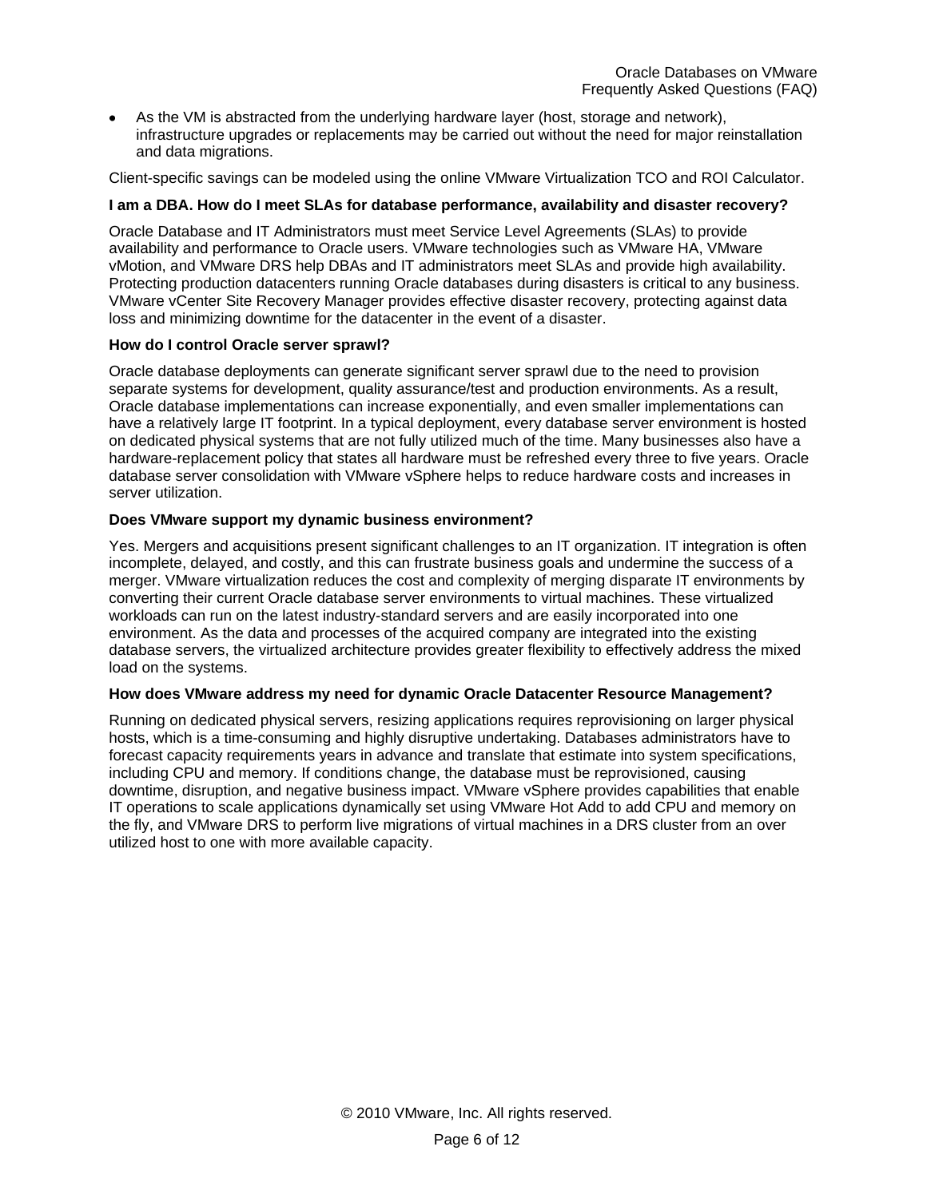- As the VM is abstracted from the underlying hardware layer (host, storage and network), infrastructure upgrades or replacements may be carried out without the need for major reinstallation and data migrations.

Client-specific savings can be modeled using the online VMware Virtualization TCO and ROI Calculator.

**I am a DBA. How do I meet SLAs for database performance, availability and disaster recovery?**

Oracle Database and IT Administrators must meet Service Level Agreements (SLAs) to provide availability and performance to Oracle users. VMware technologies such as VMware HA, VMware vMotion, and VMware DRS help DBAs and IT administrators meet SLAs and provide high availability. Protecting production datacenters running Oracle databases during disasters is critical to any business. VMware vCenter Site Recovery Manager provides effective disaster recovery, protecting against data loss and minimizing downtime for the datacenter in the event of a disaster.

**How do I control Oracle server sprawl?**

Oracle database deployments can generate significant server sprawl due to the need to provision separate systems for development, quality assurance/test and production environments. As a result, Oracle database implementations can increase exponentially, and even smaller implementations can have a relatively large IT footprint. In a typical deployment, every database server environment is hosted on dedicated physical systems that are not fully utilized much of the time. Many businesses also have a hardware-replacement policy that states all hardware must be refreshed every three to five years. Oracle database server consolidation with VMware vSphere helps to reduce hardware costs and increases in server utilization.

**Does VMware support my dynamic business environment?**

Yes. Mergers and acquisitions present significant challenges to an IT organization. IT integration is often incomplete, delayed, and costly, and this can frustrate business goals and undermine the success of a merger. VMware virtualization reduces the cost and complexity of merging disparate IT environments by converting their current Oracle database server environments to virtual machines. These virtualized workloads can run on the latest industry-standard servers and are easily incorporated into one environment. As the data and processes of the acquired company are integrated into the existing database servers, the virtualized architecture provides greater flexibility to effectively address the mixed load on the systems.

**How does VMware address my need for dynamic Oracle Datacenter Resource Management?**

Running on dedicated physical servers, resizing applications requires reprovisioning on larger physical hosts, which is a time-consuming and highly disruptive undertaking. Databases administrators have to forecast capacity requirements years in advance and translate that estimate into system specifications, including CPU and memory. If conditions change, the database must be reprovisioned, causing downtime, disruption, and negative business impact. VMware vSphere provides capabilities that enable IT operations to scale applications dynamically set using VMware Hot Add to add CPU and memory on the fly, and VMware DRS to perform live migrations of virtual machines in a DRS cluster from an over utilized host to one with more available capacity.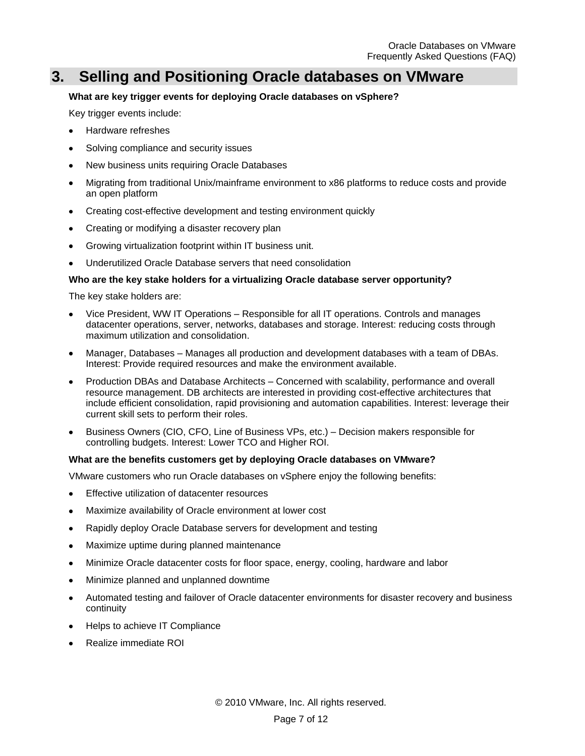## 3. Selling and Positioning Oracle databases on VMware

**What are key trigger events for deploying Oracle databases on vSphere?**

Key trigger events include:

- Hardware refreshes
- Solving compliance and security issues
- New business units requiring Oracle Databases
- Migrating from traditional Unix/mainframe environment to x86 platforms to reduce costs and provide an open platform
- Creating cost-effective development and testing environment quickly
- Creating or modifying a disaster recovery plan
- Growing virtualization footprint within IT business unit.
- Underutilized Oracle Database servers that need consolidation

**Who are the key stake holders for a virtualizing Oracle database server opportunity?**

The key stake holders are:

- Vice President, WW IT Operations – Responsible for all IT operations. Controls and manages datacenter operations, server, networks, databases and storage. Interest: reducing costs through maximum utilization and consolidation.
- Manager, Databases – Manages all production and development databases with a team of DBAs. Interest: Provide required resources and make the environment available.
- Production DBAs and Database Architects – Concerned with scalability, performance and overall resource management. DB architects are interested in providing cost-effective architectures that include efficient consolidation, rapid provisioning and automation capabilities. Interest: leverage their current skill sets to perform their roles.
- Business Owners (CIO, CFO, Line of Business VPs, etc.) – Decision makers responsible for controlling budgets. Interest: Lower TCO and Higher ROI.

**What are the benefits customers get by deploying Oracle databases on VMware?**

VMware customers who run Oracle databases on vSphere enjoy the following benefits:

- Effective utilization of datacenter resources
- Maximize availability of Oracle environment at lower cost
- Rapidly deploy Oracle Database servers for development and testing
- Maximize uptime during planned maintenance
- Minimize Oracle datacenter costs for floor space, energy, cooling, hardware and labor
- Minimize planned and unplanned downtime
- Automated testing and failover of Oracle datacenter environments for disaster recovery and business continuity
- Helps to achieve IT Compliance
- Realize immediate ROI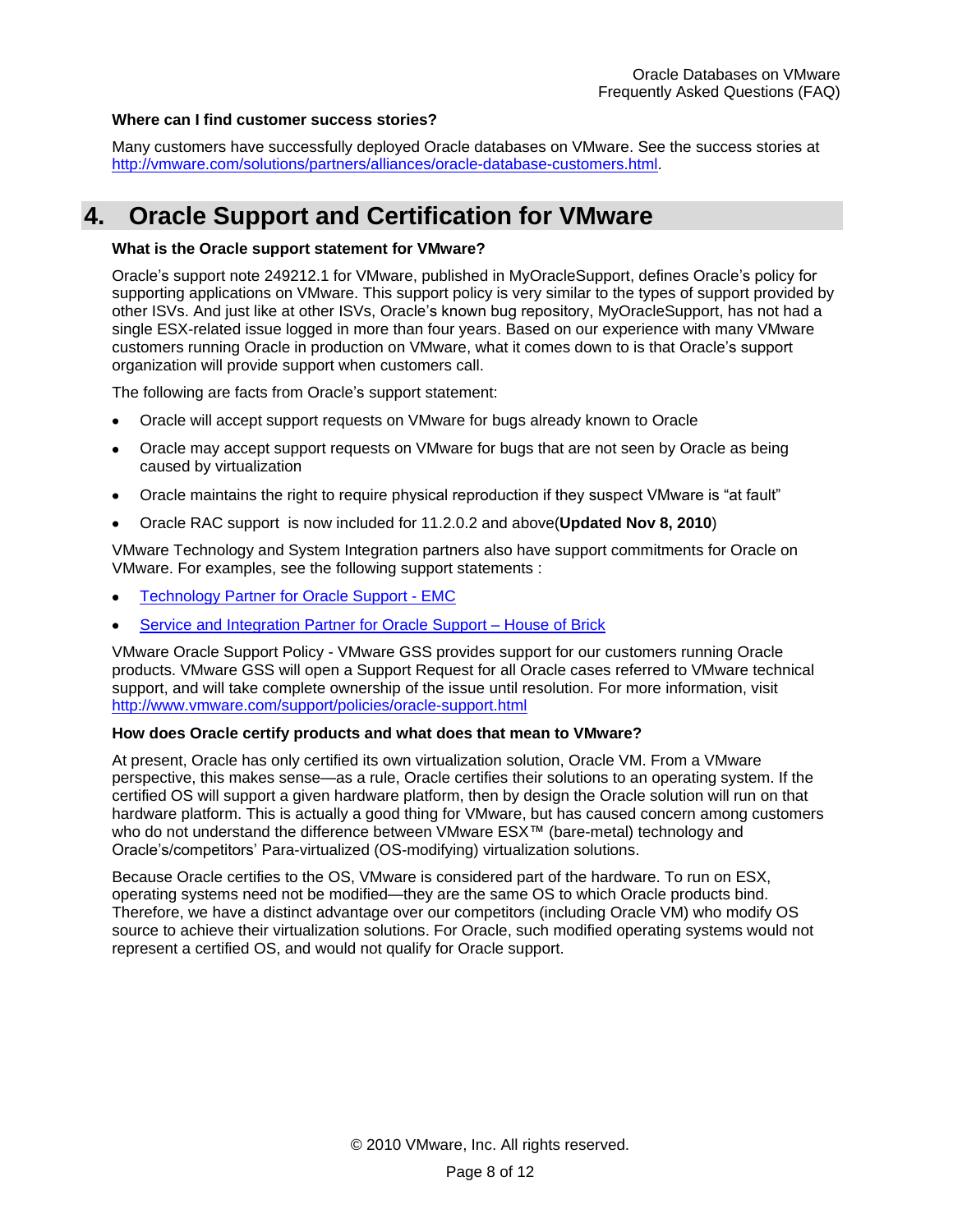**Where can I find customer success stories?**

Many customers have successfully deployed Oracle databases on VMware. See the success stories at http://vmware.com/solutions/partners/alliances/oracle-database-customers.html.

## 4. Oracle Support and Certification for VMware

**What is the Oracle support statement for VMware?**

Oracle's support note 249212.1 for VMware, published in MyOracleSupport, defines Oracle's policy for supporting applications on VMware. This support policy is very similar to the types of support provided by other ISVs. And just like at other ISVs, Oracle's known bug repository, MyOracleSupport, has not had a single ESX-related issue logged in more than four years. Based on our experience with many VMware customers running Oracle in production on VMware, what it comes down to is that Oracle's support organization will provide support when customers call.

The following are facts from Oracle's support statement:

- Oracle will accept support requests on VMware for bugs already known to Oracle
- Oracle may accept support requests on VMware for bugs that are not seen by Oracle as being caused by virtualization
- Oracle maintains the right to require physical reproduction if they suspect VMware is "at fault"
- Oracle RAC support is now included for 11.2.0.2 and above(**Updated Nov 8, 2010**)

VMware Technology and System Integration partners also have support commitments for Oracle on VMware. For examples, see the following support statements :

- Technology Partner for Oracle Support - EMC
- Service and Integration Partner for Oracle Support – House of Brick

VMware Oracle Support Policy - VMware GSS provides support for our customers running Oracle products. VMware GSS will open a Support Request for all Oracle cases referred to VMware technical support, and will take complete ownership of the issue until resolution. For more information, visit http://www.vmware.com/support/policies/oracle-support.html

**How does Oracle certify products and what does that mean to VMware?**

At present, Oracle has only certified its own virtualization solution, Oracle VM. From a VMware perspective, this makes sense—as a rule, Oracle certifies their solutions to an operating system. If the certified OS will support a given hardware platform, then by design the Oracle solution will run on that hardware platform. This is actually a good thing for VMware, but has caused concern among customers who do not understand the difference between VMware ESX™ (bare-metal) technology and Oracle's/competitors' Para-virtualized (OS-modifying) virtualization solutions.

Because Oracle certifies to the OS, VMware is considered part of the hardware. To run on ESX, operating systems need not be modified—they are the same OS to which Oracle products bind. Therefore, we have a distinct advantage over our competitors (including Oracle VM) who modify OS source to achieve their virtualization solutions. For Oracle, such modified operating systems would not represent a certified OS, and would not qualify for Oracle support.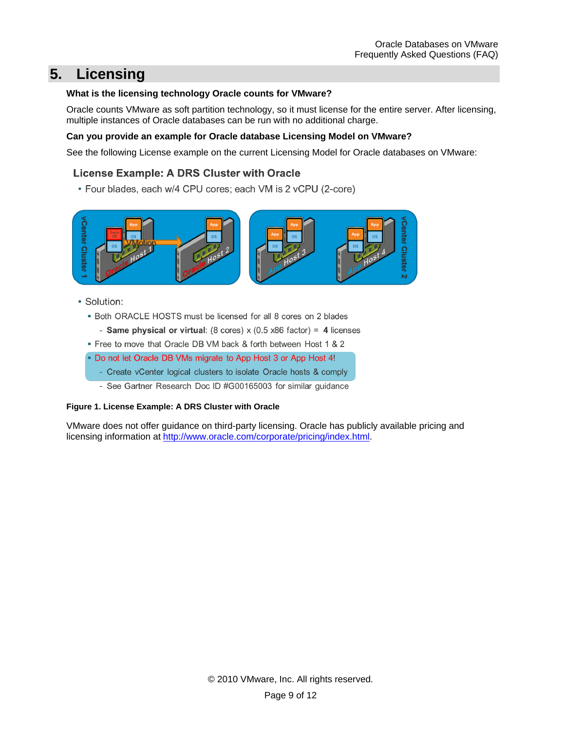# 5. Licensing

**What is the licensing technology Oracle counts for VMware?**

Oracle counts VMware as soft partition technology, so it must license for the entire server. After licensing, multiple instances of Oracle databases can be run with no additional charge.

**Can you provide an example for Oracle database Licensing Model on VMware?**

See the following License example on the current Licensing Model for Oracle databases on VMware:

### License Example: A DRS Cluster with Oracle

- Four blades, each w/4 CPU cores; each VM is 2 vCPU (2-core)

- Solution:
  - Both ORACLE HOSTS must be licensed for all 8 cores on 2 blades
    - **Same physical or virtual**: (8 cores) x (0.5 x86 factor) = **4** licenses
  - Free to move that Oracle DB VM back & forth between Host 1 & 2
  - Do not let Oracle DB VMs migrate to App Host 3 or App Host 4!
    - Create vCenter logical clusters to isolate Oracle hosts & comply
    - See Gartner Research Doc ID #G00165003 for similar guidance

**Figure 1. License Example: A DRS Cluster with Oracle**

VMware does not offer guidance on third-party licensing. Oracle has publicly available pricing and licensing information at http://www.oracle.com/corporate/pricing/index.html.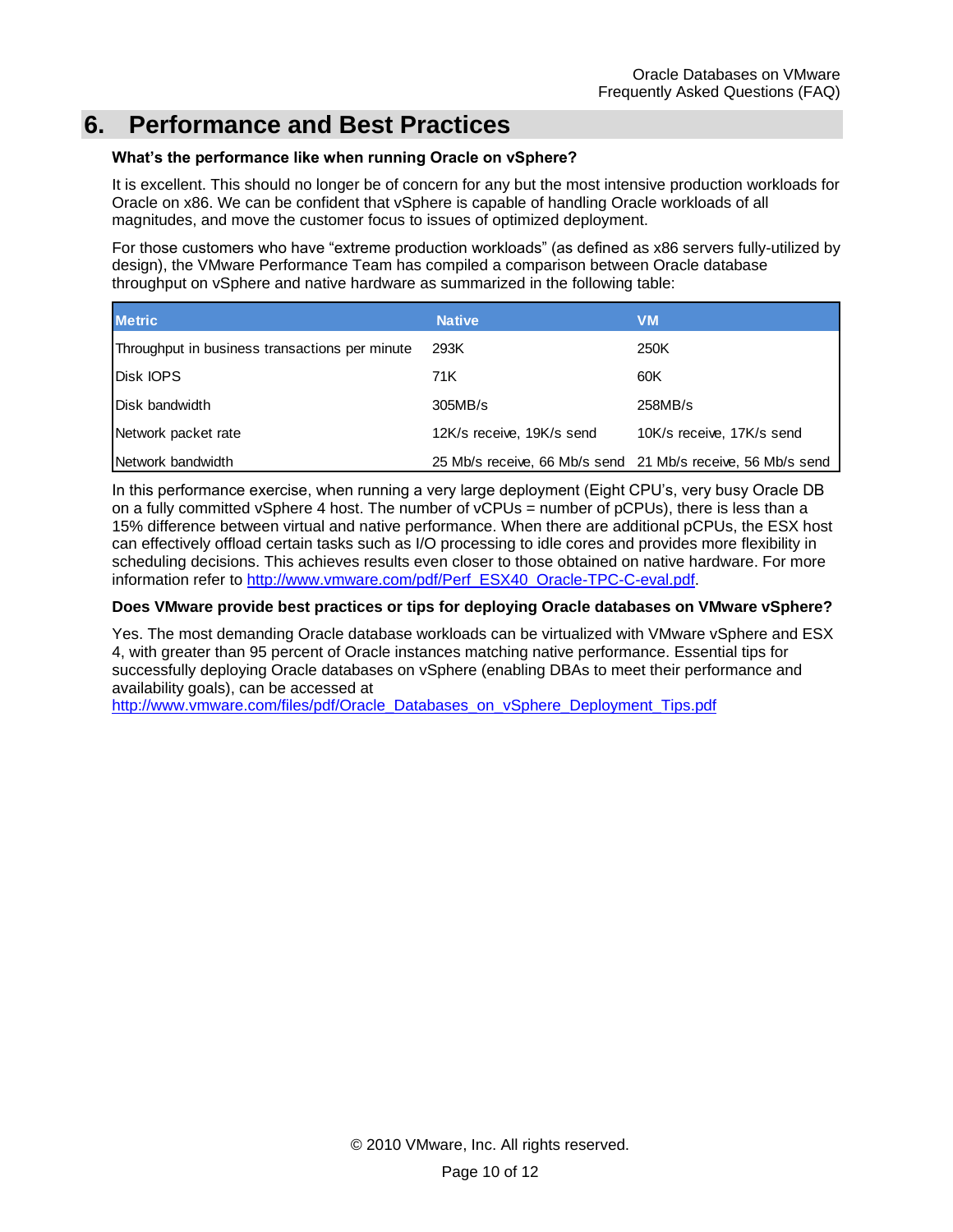# 6. Performance and Best Practices

**What's the performance like when running Oracle on vSphere?**

It is excellent. This should no longer be of concern for any but the most intensive production workloads for Oracle on x86. We can be confident that vSphere is capable of handling Oracle workloads of all magnitudes, and move the customer focus to issues of optimized deployment.

For those customers who have "extreme production workloads" (as defined as x86 servers fully-utilized by design), the VMware Performance Team has compiled a comparison between Oracle database throughput on vSphere and native hardware as summarized in the following table:

| Metric | Native | VM |
|---|---|---|
| Throughput in business transactions per minute | 293K | 250K |
| Disk IOPS | 71K | 60K |
| Disk bandwidth | 305MB/s | 258MB/s |
| Network packet rate | 12K/s receive, 19K/s send | 10K/s receive, 17K/s send |
| Network bandwidth | 25 Mb/s receive, 66 Mb/s send | 21 Mb/s receive, 56 Mb/s send |

In this performance exercise, when running a very large deployment (Eight CPU's, very busy Oracle DB on a fully committed vSphere 4 host. The number of vCPUs = number of pCPUs), there is less than a 15% difference between virtual and native performance. When there are additional pCPUs, the ESX host can effectively offload certain tasks such as I/O processing to idle cores and provides more flexibility in scheduling decisions. This achieves results even closer to those obtained on native hardware. For more information refer to http://www.vmware.com/pdf/Perf_ESX40_Oracle-TPC-C-eval.pdf.

**Does VMware provide best practices or tips for deploying Oracle databases on VMware vSphere?**

Yes. The most demanding Oracle database workloads can be virtualized with VMware vSphere and ESX 4, with greater than 95 percent of Oracle instances matching native performance. Essential tips for successfully deploying Oracle databases on vSphere (enabling DBAs to meet their performance and availability goals), can be accessed at http://www.vmware.com/files/pdf/Oracle_Databases_on_vSphere_Deployment_Tips.pdf

© 2010 VMware, Inc. All rights reserved.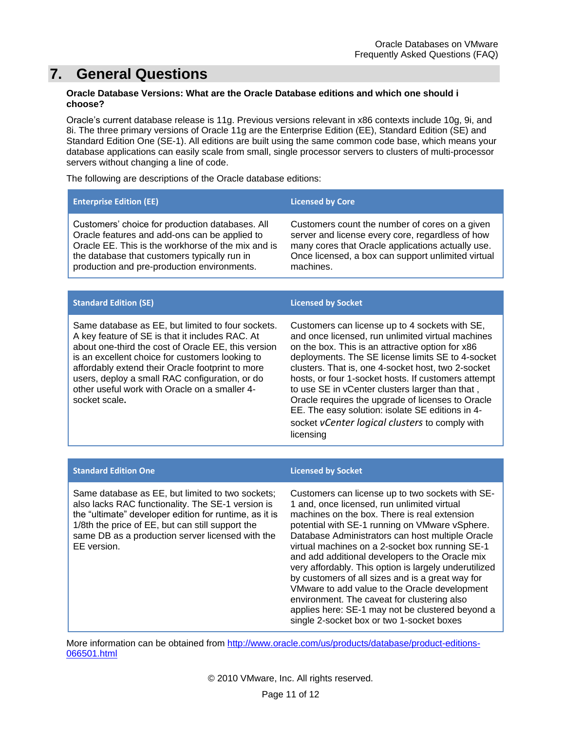# 7. General Questions

**Oracle Database Versions: What are the Oracle Database editions and which one should i choose?**

Oracle's current database release is 11g. Previous versions relevant in x86 contexts include 10g, 9i, and 8i. The three primary versions of Oracle 11g are the Enterprise Edition (EE), Standard Edition (SE) and Standard Edition One (SE-1). All editions are built using the same common code base, which means your database applications can easily scale from small, single processor servers to clusters of multi-processor servers without changing a line of code.

The following are descriptions of the Oracle database editions:

| Enterprise Edition (EE) | Licensed by Core |
|---|---|
| Customers' choice for production databases. All Oracle features and add-ons can be applied to Oracle EE. This is the workhorse of the mix and is the database that customers typically run in production and pre-production environments. | Customers count the number of cores on a given server and license every core, regardless of how many cores that Oracle applications actually use. Once licensed, a box can support unlimited virtual machines. |

| Standard Edition (SE) | Licensed by Socket |
|---|---|
| Same database as EE, but limited to four sockets. A key feature of SE is that it includes RAC. At about one-third the cost of Oracle EE, this version is an excellent choice for customers looking to affordably extend their Oracle footprint to more users, deploy a small RAC configuration, or do other useful work with Oracle on a smaller 4-socket scale. | Customers can license up to 4 sockets with SE, and once licensed, run unlimited virtual machines on the box. This is an attractive option for x86 deployments. The SE license limits SE to 4-socket clusters. That is, one 4-socket host, two 2-socket hosts, or four 1-socket hosts. If customers attempt to use SE in vCenter clusters larger than that , Oracle requires the upgrade of licenses to Oracle EE. The easy solution: isolate SE editions in 4-socket *vCenter logical clusters* to comply with licensing |

| Standard Edition One | Licensed by Socket |
|---|---|
| Same database as EE, but limited to two sockets; also lacks RAC functionality. The SE-1 version is the "ultimate" developer edition for runtime, as it is 1/8th the price of EE, but can still support the same DB as a production server licensed with the EE version. | Customers can license up to two sockets with SE-1 and, once licensed, run unlimited virtual machines on the box. There is real extension potential with SE-1 running on VMware vSphere. Database Administrators can host multiple Oracle virtual machines on a 2-socket box running SE-1 and add additional developers to the Oracle mix very affordably. This option is largely underutilized by customers of all sizes and is a great way for VMware to add value to the Oracle development environment. The caveat for clustering also applies here: SE-1 may not be clustered beyond a single 2-socket box or two 1-socket boxes |

More information can be obtained from [http://www.oracle.com/us/products/database/product-editions-066501.html](http://www.oracle.com/us/products/database/product-editions-066501.html)

© 2010 VMware, Inc. All rights reserved.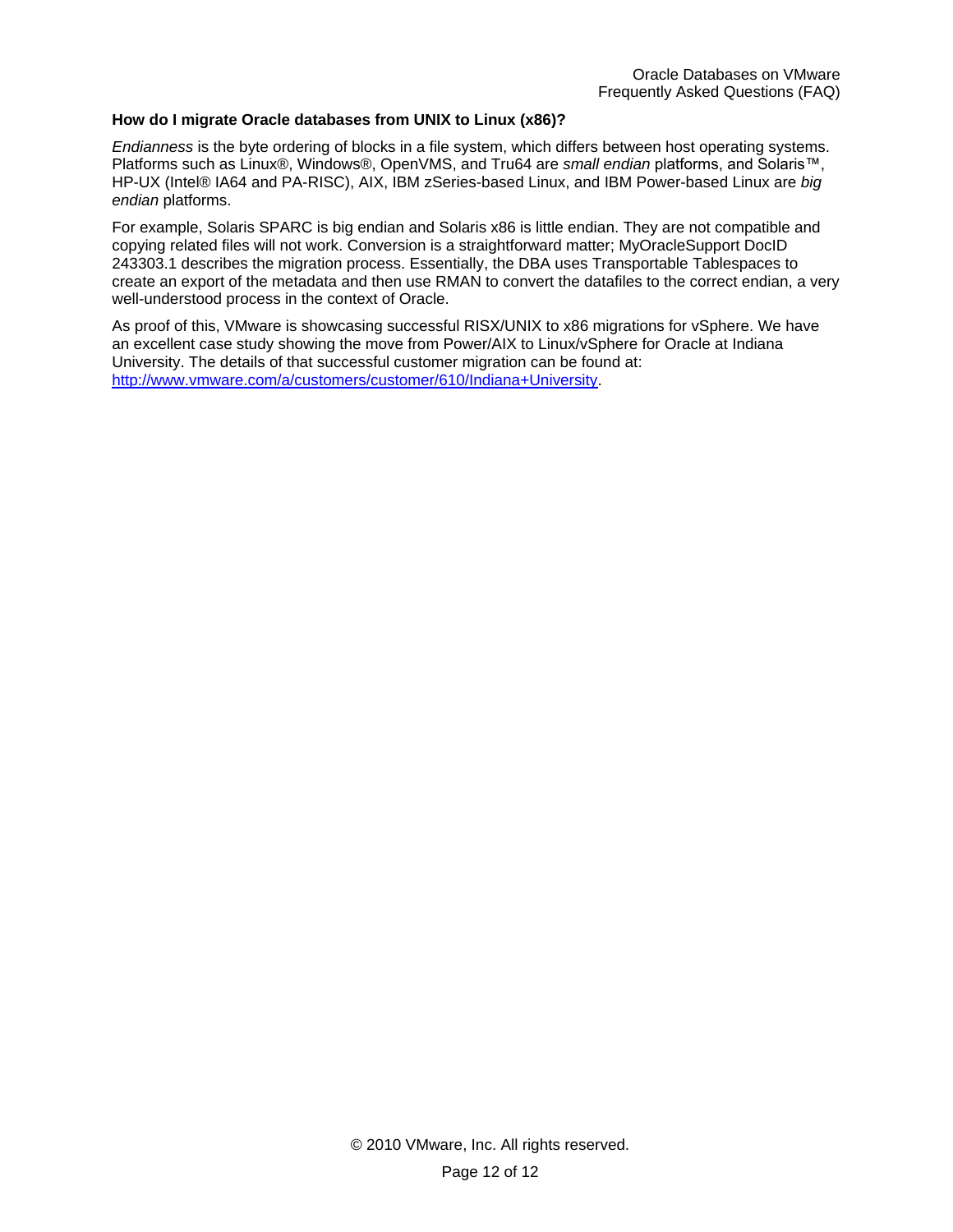**How do I migrate Oracle databases from UNIX to Linux (x86)?**

*Endianness* is the byte ordering of blocks in a file system, which differs between host operating systems. Platforms such as Linux®, Windows®, OpenVMS, and Tru64 are *small endian* platforms, and Solaris™, HP-UX (Intel® IA64 and PA-RISC), AIX, IBM zSeries-based Linux, and IBM Power-based Linux are *big endian* platforms.

For example, Solaris SPARC is big endian and Solaris x86 is little endian. They are not compatible and copying related files will not work. Conversion is a straightforward matter; MyOracleSupport DocID 243303.1 describes the migration process. Essentially, the DBA uses Transportable Tablespaces to create an export of the metadata and then use RMAN to convert the datafiles to the correct endian, a very well-understood process in the context of Oracle.

As proof of this, VMware is showcasing successful RISX/UNIX to x86 migrations for vSphere. We have an excellent case study showing the move from Power/AIX to Linux/vSphere for Oracle at Indiana University. The details of that successful customer migration can be found at: [http://www.vmware.com/a/customers/customer/610/Indiana+University](http://www.vmware.com/a/customers/customer/610/Indiana+University).